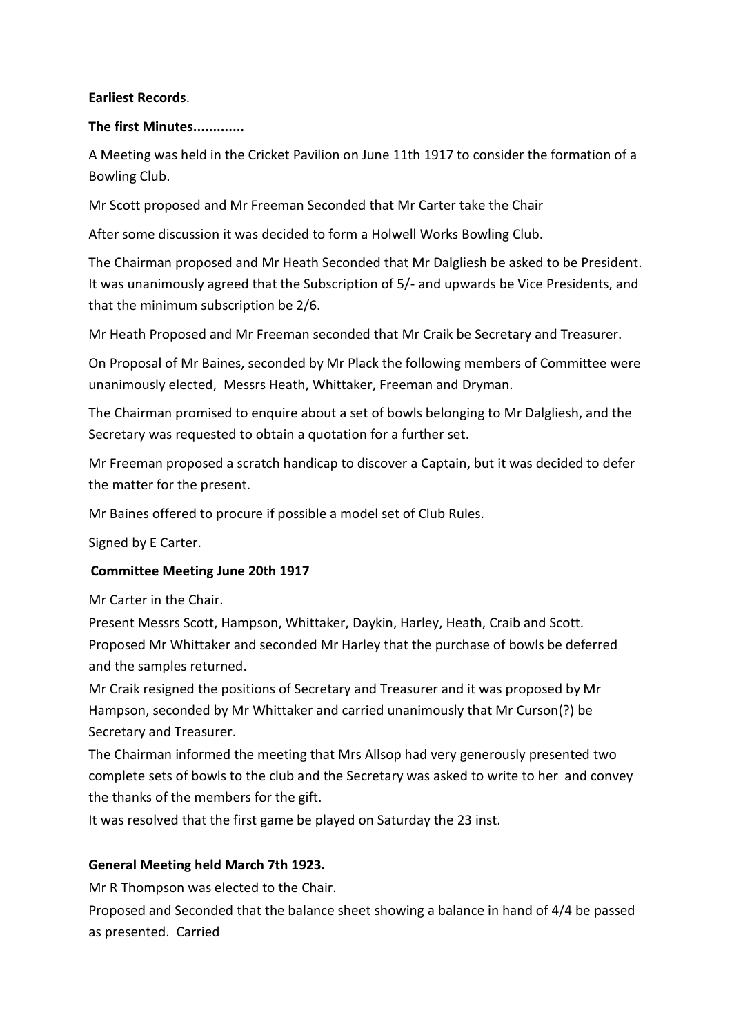**Earliest Records**.

**The first Minutes............**

A Meeting was held in the Cricket Pavilion on June 11th 1917 to consider the formation of a Bowling Club.

Mr Scott proposed and Mr Freeman Seconded that Mr Carter take the Chair

After some discussion it was decided to form a Holwell Works Bowling Club.

The Chairman proposed and Mr Heath Seconded that Mr Dalgliesh be asked to be President. It was unanimously agreed that the Subscription of 5/- and upwards be Vice Presidents, and that the minimum subscription be 2/6.

Mr Heath Proposed and Mr Freeman seconded that Mr Craik be Secretary and Treasurer.

On Proposal of Mr Baines, seconded by Mr Plack the following members of Committee were unanimously elected, Messrs Heath, Whittaker, Freeman and Dryman.

The Chairman promised to enquire about a set of bowls belonging to Mr Dalgliesh, and the Secretary was requested to obtain a quotation for a further set.

Mr Freeman proposed a scratch handicap to discover a Captain, but it was decided to defer the matter for the present.

Mr Baines offered to procure if possible a model set of Club Rules.

Signed by E Carter.

**Committee Meeting June 20th 1917**

Mr Carter in the Chair.

Present Messrs Scott, Hampson, Whittaker, Daykin, Harley, Heath, Craib and Scott.

Proposed Mr Whittaker and seconded Mr Harley that the purchase of bowls be deferred and the samples returned.

Mr Craik resigned the positions of Secretary and Treasurer and it was proposed by Mr Hampson, seconded by Mr Whittaker and carried unanimously that Mr Curson(?) be Secretary and Treasurer.

The Chairman informed the meeting that Mrs Allsop had very generously presented two complete sets of bowls to the club and the Secretary was asked to write to her and convey the thanks of the members for the gift.

It was resolved that the first game be played on Saturday the 23 inst.

**General Meeting held March 7th 1923.**

Mr R Thompson was elected to the Chair.

Proposed and Seconded that the balance sheet showing a balance in hand of 4/4 be passed as presented. Carried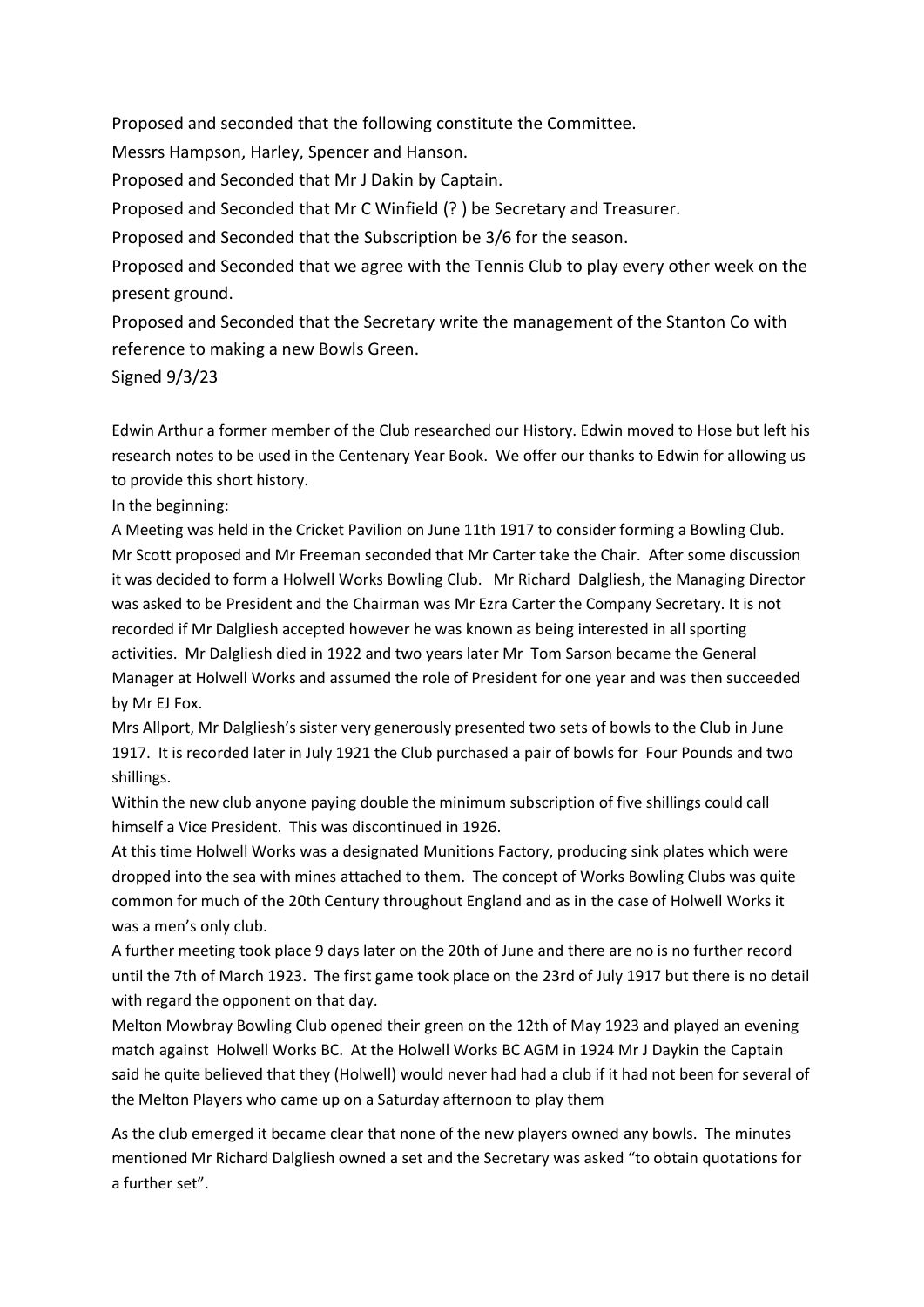Proposed and seconded that the following constitute the Committee.

Messrs Hampson, Harley, Spencer and Hanson.

Proposed and Seconded that Mr J Dakin by Captain.

Proposed and Seconded that Mr C Winfield (? ) be Secretary and Treasurer.

Proposed and Seconded that the Subscription be 3/6 for the season.

Proposed and Seconded that we agree with the Tennis Club to play every other week on the present ground.

Proposed and Seconded that the Secretary write the management of the Stanton Co with reference to making a new Bowls Green.

Signed 9/3/23

Edwin Arthur a former member of the Club researched our History. Edwin moved to Hose but left his research notes to be used in the Centenary Year Book. We offer our thanks to Edwin for allowing us to provide this short history.

In the beginning:

A Meeting was held in the Cricket Pavilion on June 11th 1917 to consider forming a Bowling Club. Mr Scott proposed and Mr Freeman seconded that Mr Carter take the Chair. After some discussion it was decided to form a Holwell Works Bowling Club. Mr Richard Dalgliesh, the Managing Director was asked to be President and the Chairman was Mr Ezra Carter the Company Secretary. It is not recorded if Mr Dalgliesh accepted however he was known as being interested in all sporting activities. Mr Dalgliesh died in 1922 and two years later Mr Tom Sarson became the General Manager at Holwell Works and assumed the role of President for one year and was then succeeded by Mr EJ Fox.

Mrs Allport, Mr Dalgliesh's sister very generously presented two sets of bowls to the Club in June 1917. It is recorded later in July 1921 the Club purchased a pair of bowls for Four Pounds and two shillings.

Within the new club anyone paying double the minimum subscription of five shillings could call himself a Vice President. This was discontinued in 1926.

At this time Holwell Works was a designated Munitions Factory, producing sink plates which were dropped into the sea with mines attached to them. The concept of Works Bowling Clubs was quite common for much of the 20th Century throughout England and as in the case of Holwell Works it was a men's only club.

A further meeting took place 9 days later on the 20th of June and there are no is no further record until the 7th of March 1923. The first game took place on the 23rd of July 1917 but there is no detail with regard the opponent on that day.

Melton Mowbray Bowling Club opened their green on the 12th of May 1923 and played an evening match against Holwell Works BC. At the Holwell Works BC AGM in 1924 Mr J Daykin the Captain said he quite believed that they (Holwell) would never had had a club if it had not been for several of the Melton Players who came up on a Saturday afternoon to play them

As the club emerged it became clear that none of the new players owned any bowls. The minutes mentioned Mr Richard Dalgliesh owned a set and the Secretary was asked "to obtain quotations for a further set".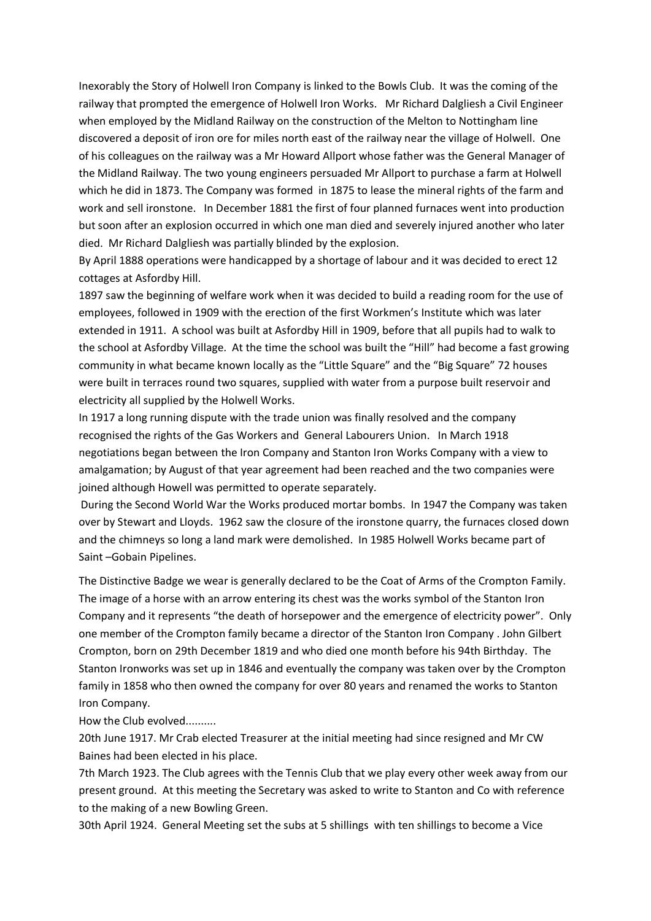Inexorably the Story of Holwell Iron Company is linked to the Bowls Club. It was the coming of the railway that prompted the emergence of Holwell Iron Works. Mr Richard Dalgliesh a Civil Engineer when employed by the Midland Railway on the construction of the Melton to Nottingham line discovered a deposit of iron ore for miles north east of the railway near the village of Holwell. One of his colleagues on the railway was a Mr Howard Allport whose father was the General Manager of the Midland Railway. The two young engineers persuaded Mr Allport to purchase a farm at Holwell which he did in 1873. The Company was formed in 1875 to lease the mineral rights of the farm and work and sell ironstone. In December 1881 the first of four planned furnaces went into production but soon after an explosion occurred in which one man died and severely injured another who later died. Mr Richard Dalgliesh was partially blinded by the explosion.

By April 1888 operations were handicapped by a shortage of labour and it was decided to erect 12 cottages at Asfordby Hill.

1897 saw the beginning of welfare work when it was decided to build a reading room for the use of employees, followed in 1909 with the erection of the first Workmen's Institute which was later extended in 1911. A school was built at Asfordby Hill in 1909, before that all pupils had to walk to the school at Asfordby Village. At the time the school was built the "Hill" had become a fast growing community in what became known locally as the "Little Square" and the "Big Square" 72 houses were built in terraces round two squares, supplied with water from a purpose built reservoir and electricity all supplied by the Holwell Works.

In 1917 a long running dispute with the trade union was finally resolved and the company recognised the rights of the Gas Workers and General Labourers Union. In March 1918 negotiations began between the Iron Company and Stanton Iron Works Company with a view to amalgamation; by August of that year agreement had been reached and the two companies were joined although Howell was permitted to operate separately.

During the Second World War the Works produced mortar bombs. In 1947 the Company was taken over by Stewart and Lloyds. 1962 saw the closure of the ironstone quarry, the furnaces closed down and the chimneys so long a land mark were demolished. In 1985 Holwell Works became part of Saint –Gobain Pipelines.

The Distinctive Badge we wear is generally declared to be the Coat of Arms of the Crompton Family. The image of a horse with an arrow entering its chest was the works symbol of the Stanton Iron Company and it represents "the death of horsepower and the emergence of electricity power". Only one member of the Crompton family became a director of the Stanton Iron Company . John Gilbert Crompton, born on 29th December 1819 and who died one month before his 94th Birthday. The Stanton Ironworks was set up in 1846 and eventually the company was taken over by the Crompton family in 1858 who then owned the company for over 80 years and renamed the works to Stanton Iron Company.

How the Club evolved..........

20th June 1917. Mr Crab elected Treasurer at the initial meeting had since resigned and Mr CW Baines had been elected in his place.

7th March 1923. The Club agrees with the Tennis Club that we play every other week away from our present ground. At this meeting the Secretary was asked to write to Stanton and Co with reference to the making of a new Bowling Green.

30th April 1924. General Meeting set the subs at 5 shillings with ten shillings to become a Vice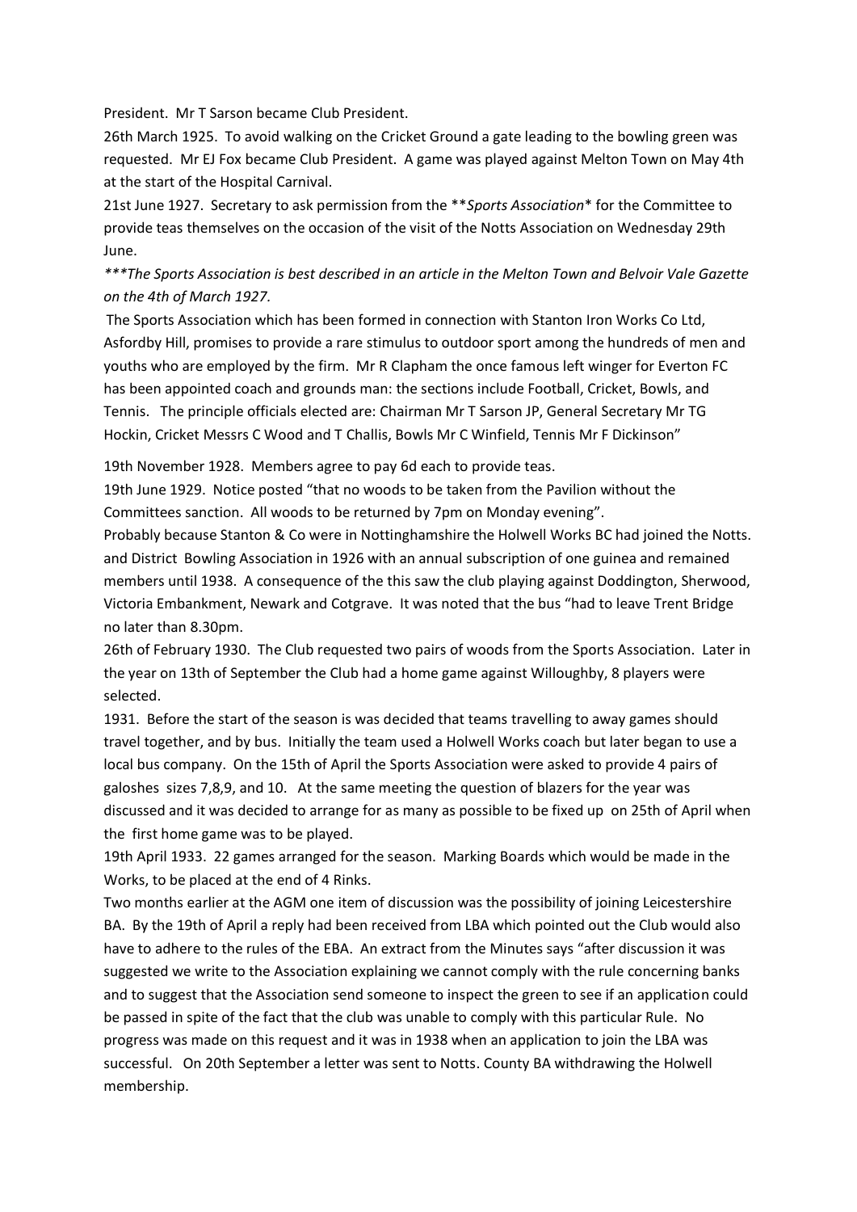President. Mr T Sarson became Club President.

26th March 1925. To avoid walking on the Cricket Ground a gate leading to the bowling green was requested. Mr EJ Fox became Club President. A game was played against Melton Town on May 4th at the start of the Hospital Carnival.

21st June 1927. Secretary to ask permission from the ***Sports Association** for the Committee to provide teas themselves on the occasion of the visit of the Notts Association on Wednesday 29th June.

*\*\*\*The Sports Association is best described in an article in the Melton Town and Belvoir Vale Gazette on the 4th of March 1927.*

The Sports Association which has been formed in connection with Stanton Iron Works Co Ltd, Asfordby Hill, promises to provide a rare stimulus to outdoor sport among the hundreds of men and youths who are employed by the firm. Mr R Clapham the once famous left winger for Everton FC has been appointed coach and grounds man: the sections include Football, Cricket, Bowls, and Tennis. The principle officials elected are: Chairman Mr T Sarson JP, General Secretary Mr TG Hockin, Cricket Messrs C Wood and T Challis, Bowls Mr C Winfield, Tennis Mr F Dickinson"

19th November 1928. Members agree to pay 6d each to provide teas.

19th June 1929. Notice posted "that no woods to be taken from the Pavilion without the Committees sanction. All woods to be returned by 7pm on Monday evening".

Probably because Stanton & Co were in Nottinghamshire the Holwell Works BC had joined the Notts. and District Bowling Association in 1926 with an annual subscription of one guinea and remained members until 1938. A consequence of the this saw the club playing against Doddington, Sherwood, Victoria Embankment, Newark and Cotgrave. It was noted that the bus "had to leave Trent Bridge no later than 8.30pm.

26th of February 1930. The Club requested two pairs of woods from the Sports Association. Later in the year on 13th of September the Club had a home game against Willoughby, 8 players were selected.

1931. Before the start of the season is was decided that teams travelling to away games should travel together, and by bus. Initially the team used a Holwell Works coach but later began to use a local bus company. On the 15th of April the Sports Association were asked to provide 4 pairs of galoshes sizes 7,8,9, and 10. At the same meeting the question of blazers for the year was discussed and it was decided to arrange for as many as possible to be fixed up on 25th of April when the first home game was to be played.

19th April 1933. 22 games arranged for the season. Marking Boards which would be made in the Works, to be placed at the end of 4 Rinks.

Two months earlier at the AGM one item of discussion was the possibility of joining Leicestershire BA. By the 19th of April a reply had been received from LBA which pointed out the Club would also have to adhere to the rules of the EBA. An extract from the Minutes says "after discussion it was suggested we write to the Association explaining we cannot comply with the rule concerning banks and to suggest that the Association send someone to inspect the green to see if an application could be passed in spite of the fact that the club was unable to comply with this particular Rule. No progress was made on this request and it was in 1938 when an application to join the LBA was successful. On 20th September a letter was sent to Notts. County BA withdrawing the Holwell membership.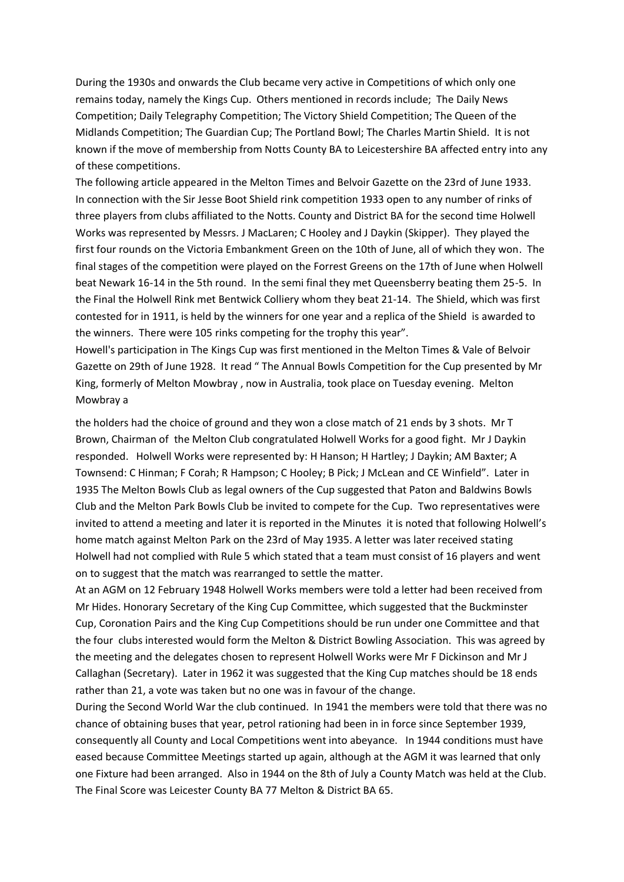During the 1930s and onwards the Club became very active in Competitions of which only one remains today, namely the Kings Cup. Others mentioned in records include; The Daily News Competition; Daily Telegraphy Competition; The Victory Shield Competition; The Queen of the Midlands Competition; The Guardian Cup; The Portland Bowl; The Charles Martin Shield. It is not known if the move of membership from Notts County BA to Leicestershire BA affected entry into any of these competitions.

The following article appeared in the Melton Times and Belvoir Gazette on the 23rd of June 1933. In connection with the Sir Jesse Boot Shield rink competition 1933 open to any number of rinks of three players from clubs affiliated to the Notts. County and District BA for the second time Holwell Works was represented by Messrs. J MacLaren; C Hooley and J Daykin (Skipper). They played the first four rounds on the Victoria Embankment Green on the 10th of June, all of which they won. The final stages of the competition were played on the Forrest Greens on the 17th of June when Holwell beat Newark 16-14 in the 5th round. In the semi final they met Queensberry beating them 25-5. In the Final the Holwell Rink met Bentwick Colliery whom they beat 21-14. The Shield, which was first contested for in 1911, is held by the winners for one year and a replica of the Shield is awarded to the winners. There were 105 rinks competing for the trophy this year".

Howell's participation in The Kings Cup was first mentioned in the Melton Times & Vale of Belvoir Gazette on 29th of June 1928. It read " The Annual Bowls Competition for the Cup presented by Mr King, formerly of Melton Mowbray , now in Australia, took place on Tuesday evening. Melton Mowbray a

the holders had the choice of ground and they won a close match of 21 ends by 3 shots. Mr T Brown, Chairman of the Melton Club congratulated Holwell Works for a good fight. Mr J Daykin responded. Holwell Works were represented by: H Hanson; H Hartley; J Daykin; AM Baxter; A Townsend: C Hinman; F Corah; R Hampson; C Hooley; B Pick; J McLean and CE Winfield". Later in 1935 The Melton Bowls Club as legal owners of the Cup suggested that Paton and Baldwins Bowls Club and the Melton Park Bowls Club be invited to compete for the Cup. Two representatives were invited to attend a meeting and later it is reported in the Minutes it is noted that following Holwell's home match against Melton Park on the 23rd of May 1935. A letter was later received stating Holwell had not complied with Rule 5 which stated that a team must consist of 16 players and went on to suggest that the match was rearranged to settle the matter.

At an AGM on 12 February 1948 Holwell Works members were told a letter had been received from Mr Hides. Honorary Secretary of the King Cup Committee, which suggested that the Buckminster Cup, Coronation Pairs and the King Cup Competitions should be run under one Committee and that the four clubs interested would form the Melton & District Bowling Association. This was agreed by the meeting and the delegates chosen to represent Holwell Works were Mr F Dickinson and Mr J Callaghan (Secretary). Later in 1962 it was suggested that the King Cup matches should be 18 ends rather than 21, a vote was taken but no one was in favour of the change.

During the Second World War the club continued. In 1941 the members were told that there was no chance of obtaining buses that year, petrol rationing had been in in force since September 1939, consequently all County and Local Competitions went into abeyance. In 1944 conditions must have eased because Committee Meetings started up again, although at the AGM it was learned that only one Fixture had been arranged. Also in 1944 on the 8th of July a County Match was held at the Club. The Final Score was Leicester County BA 77 Melton & District BA 65.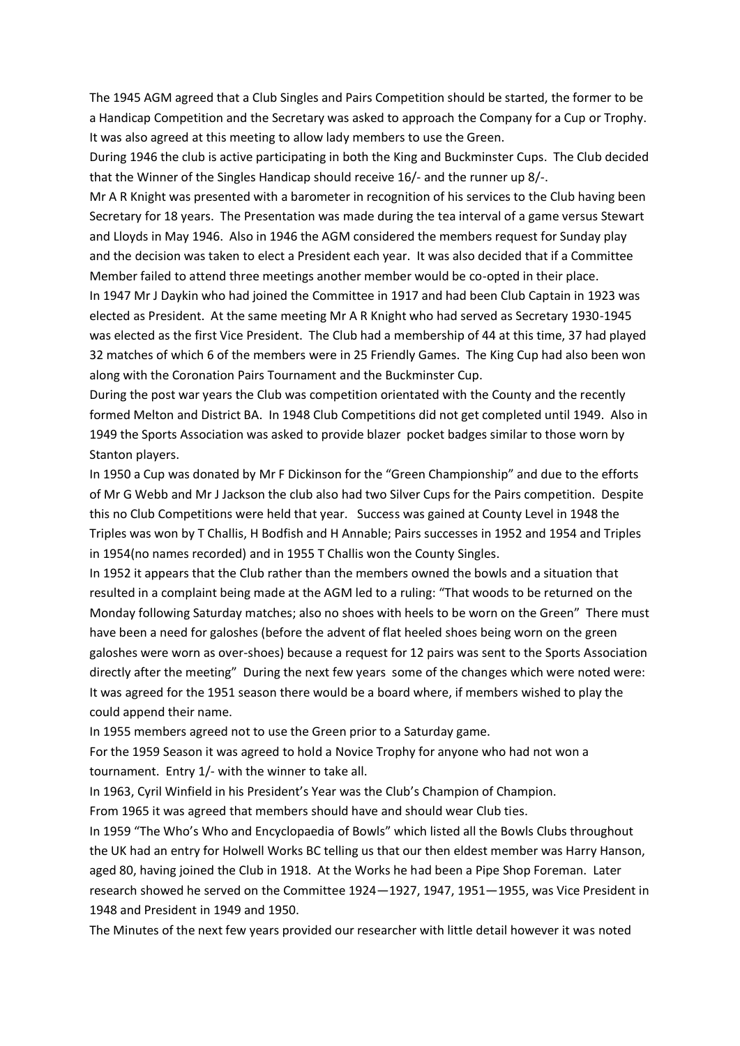The 1945 AGM agreed that a Club Singles and Pairs Competition should be started, the former to be a Handicap Competition and the Secretary was asked to approach the Company for a Cup or Trophy. It was also agreed at this meeting to allow lady members to use the Green.

During 1946 the club is active participating in both the King and Buckminster Cups. The Club decided that the Winner of the Singles Handicap should receive 16/- and the runner up 8/-.

Mr A R Knight was presented with a barometer in recognition of his services to the Club having been Secretary for 18 years. The Presentation was made during the tea interval of a game versus Stewart and Lloyds in May 1946. Also in 1946 the AGM considered the members request for Sunday play and the decision was taken to elect a President each year. It was also decided that if a Committee Member failed to attend three meetings another member would be co-opted in their place.

In 1947 Mr J Daykin who had joined the Committee in 1917 and had been Club Captain in 1923 was elected as President. At the same meeting Mr A R Knight who had served as Secretary 1930-1945 was elected as the first Vice President. The Club had a membership of 44 at this time, 37 had played 32 matches of which 6 of the members were in 25 Friendly Games. The King Cup had also been won along with the Coronation Pairs Tournament and the Buckminster Cup.

During the post war years the Club was competition orientated with the County and the recently formed Melton and District BA. In 1948 Club Competitions did not get completed until 1949. Also in 1949 the Sports Association was asked to provide blazer pocket badges similar to those worn by Stanton players.

In 1950 a Cup was donated by Mr F Dickinson for the "Green Championship" and due to the efforts of Mr G Webb and Mr J Jackson the club also had two Silver Cups for the Pairs competition. Despite this no Club Competitions were held that year. Success was gained at County Level in 1948 the Triples was won by T Challis, H Bodfish and H Annable; Pairs successes in 1952 and 1954 and Triples in 1954(no names recorded) and in 1955 T Challis won the County Singles.

In 1952 it appears that the Club rather than the members owned the bowls and a situation that resulted in a complaint being made at the AGM led to a ruling: "That woods to be returned on the Monday following Saturday matches; also no shoes with heels to be worn on the Green" There must have been a need for galoshes (before the advent of flat heeled shoes being worn on the green galoshes were worn as over-shoes) because a request for 12 pairs was sent to the Sports Association directly after the meeting" During the next few years some of the changes which were noted were: It was agreed for the 1951 season there would be a board where, if members wished to play the could append their name.

In 1955 members agreed not to use the Green prior to a Saturday game.

For the 1959 Season it was agreed to hold a Novice Trophy for anyone who had not won a tournament. Entry 1/- with the winner to take all.

In 1963, Cyril Winfield in his President's Year was the Club's Champion of Champion.

From 1965 it was agreed that members should have and should wear Club ties.

In 1959 "The Who's Who and Encyclopaedia of Bowls" which listed all the Bowls Clubs throughout the UK had an entry for Holwell Works BC telling us that our then eldest member was Harry Hanson, aged 80, having joined the Club in 1918. At the Works he had been a Pipe Shop Foreman. Later research showed he served on the Committee 1924—1927, 1947, 1951—1955, was Vice President in 1948 and President in 1949 and 1950.

The Minutes of the next few years provided our researcher with little detail however it was noted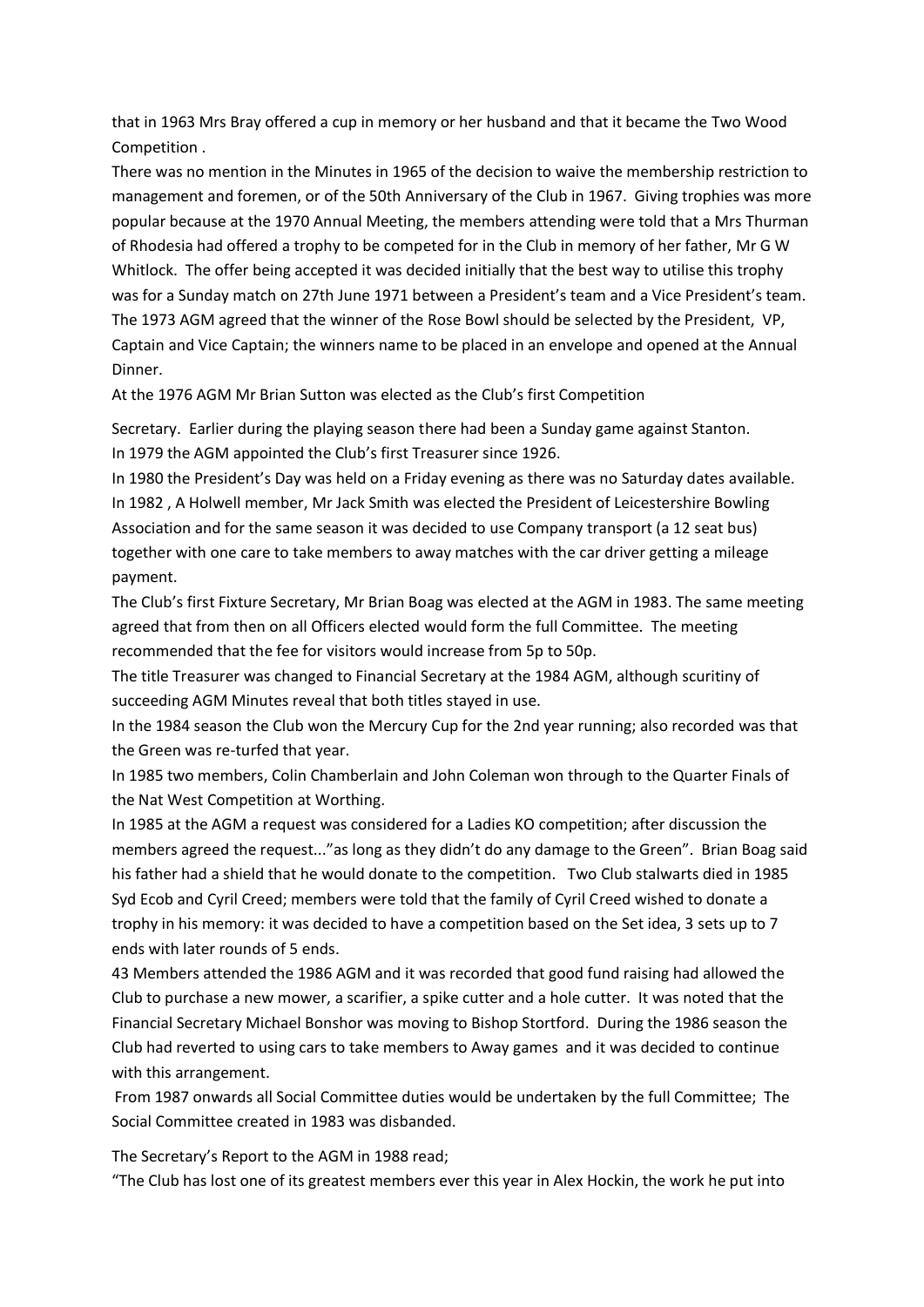that in 1963 Mrs Bray offered a cup in memory or her husband and that it became the Two Wood Competition .

There was no mention in the Minutes in 1965 of the decision to waive the membership restriction to management and foremen, or of the 50th Anniversary of the Club in 1967. Giving trophies was more popular because at the 1970 Annual Meeting, the members attending were told that a Mrs Thurman of Rhodesia had offered a trophy to be competed for in the Club in memory of her father, Mr G W Whitlock. The offer being accepted it was decided initially that the best way to utilise this trophy was for a Sunday match on 27th June 1971 between a President's team and a Vice President's team. The 1973 AGM agreed that the winner of the Rose Bowl should be selected by the President, VP, Captain and Vice Captain; the winners name to be placed in an envelope and opened at the Annual Dinner.

At the 1976 AGM Mr Brian Sutton was elected as the Club's first Competition

Secretary. Earlier during the playing season there had been a Sunday game against Stanton.

In 1979 the AGM appointed the Club's first Treasurer since 1926.

In 1980 the President's Day was held on a Friday evening as there was no Saturday dates available.

In 1982 , A Holwell member, Mr Jack Smith was elected the President of Leicestershire Bowling Association and for the same season it was decided to use Company transport (a 12 seat bus) together with one care to take members to away matches with the car driver getting a mileage payment.

The Club's first Fixture Secretary, Mr Brian Boag was elected at the AGM in 1983. The same meeting agreed that from then on all Officers elected would form the full Committee. The meeting recommended that the fee for visitors would increase from 5p to 50p.

The title Treasurer was changed to Financial Secretary at the 1984 AGM, although scuritiny of succeeding AGM Minutes reveal that both titles stayed in use.

In the 1984 season the Club won the Mercury Cup for the 2nd year running; also recorded was that the Green was re-turfed that year.

In 1985 two members, Colin Chamberlain and John Coleman won through to the Quarter Finals of the Nat West Competition at Worthing.

In 1985 at the AGM a request was considered for a Ladies KO competition; after discussion the members agreed the request..."as long as they didn't do any damage to the Green". Brian Boag said his father had a shield that he would donate to the competition. Two Club stalwarts died in 1985 Syd Ecob and Cyril Creed; members were told that the family of Cyril Creed wished to donate a trophy in his memory: it was decided to have a competition based on the Set idea, 3 sets up to 7 ends with later rounds of 5 ends.

43 Members attended the 1986 AGM and it was recorded that good fund raising had allowed the Club to purchase a new mower, a scarifier, a spike cutter and a hole cutter. It was noted that the Financial Secretary Michael Bonshor was moving to Bishop Stortford. During the 1986 season the Club had reverted to using cars to take members to Away games and it was decided to continue with this arrangement.

From 1987 onwards all Social Committee duties would be undertaken by the full Committee; The Social Committee created in 1983 was disbanded.

The Secretary's Report to the AGM in 1988 read;

"The Club has lost one of its greatest members ever this year in Alex Hockin, the work he put into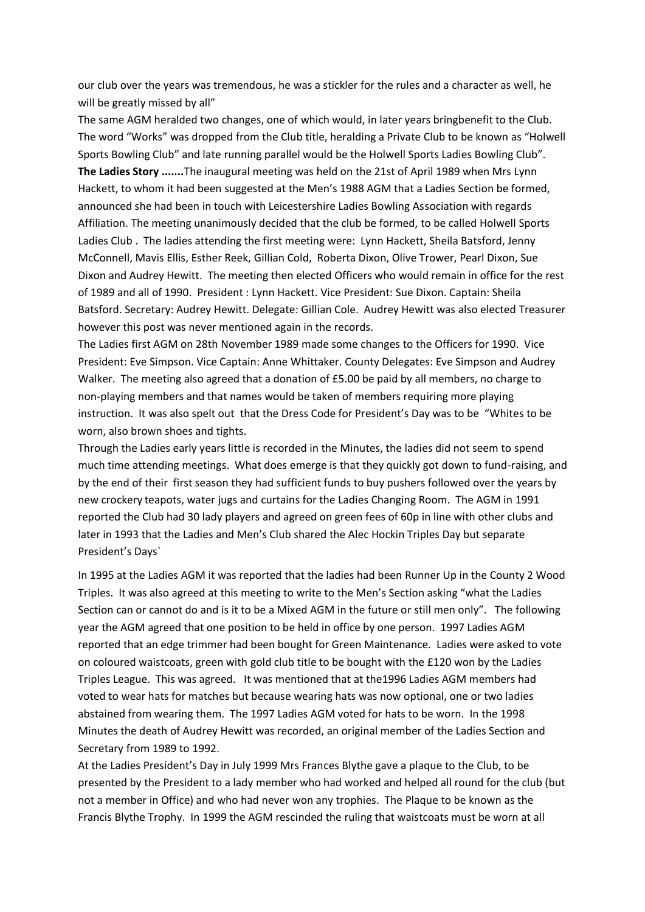our club over the years was tremendous, he was a stickler for the rules and a character as well, he will be greatly missed by all"

The same AGM heralded two changes, one of which would, in later years bringbenefit to the Club. The word "Works" was dropped from the Club title, heralding a Private Club to be known as "Holwell Sports Bowling Club" and late running parallel would be the Holwell Sports Ladies Bowling Club".

**The Ladies Story .......**The inaugural meeting was held on the 21st of April 1989 when Mrs Lynn Hackett, to whom it had been suggested at the Men's 1988 AGM that a Ladies Section be formed, announced she had been in touch with Leicestershire Ladies Bowling Association with regards Affiliation. The meeting unanimously decided that the club be formed, to be called Holwell Sports Ladies Club . The ladies attending the first meeting were: Lynn Hackett, Sheila Batsford, Jenny McConnell, Mavis Ellis, Esther Reek, Gillian Cold, Roberta Dixon, Olive Trower, Pearl Dixon, Sue Dixon and Audrey Hewitt. The meeting then elected Officers who would remain in office for the rest of 1989 and all of 1990. President : Lynn Hackett. Vice President: Sue Dixon. Captain: Sheila Batsford. Secretary: Audrey Hewitt. Delegate: Gillian Cole. Audrey Hewitt was also elected Treasurer however this post was never mentioned again in the records.

The Ladies first AGM on 28th November 1989 made some changes to the Officers for 1990. Vice President: Eve Simpson. Vice Captain: Anne Whittaker. County Delegates: Eve Simpson and Audrey Walker. The meeting also agreed that a donation of £5.00 be paid by all members, no charge to non-playing members and that names would be taken of members requiring more playing instruction. It was also spelt out that the Dress Code for President's Day was to be "Whites to be worn, also brown shoes and tights.

Through the Ladies early years little is recorded in the Minutes, the ladies did not seem to spend much time attending meetings. What does emerge is that they quickly got down to fund-raising, and by the end of their first season they had sufficient funds to buy pushers followed over the years by new crockery teapots, water jugs and curtains for the Ladies Changing Room. The AGM in 1991 reported the Club had 30 lady players and agreed on green fees of 60p in line with other clubs and later in 1993 that the Ladies and Men's Club shared the Alec Hockin Triples Day but separate President's Days`

In 1995 at the Ladies AGM it was reported that the ladies had been Runner Up in the County 2 Wood Triples. It was also agreed at this meeting to write to the Men's Section asking "what the Ladies Section can or cannot do and is it to be a Mixed AGM in the future or still men only". The following year the AGM agreed that one position to be held in office by one person. 1997 Ladies AGM reported that an edge trimmer had been bought for Green Maintenance. Ladies were asked to vote on coloured waistcoats, green with gold club title to be bought with the £120 won by the Ladies Triples League. This was agreed. It was mentioned that at the1996 Ladies AGM members had voted to wear hats for matches but because wearing hats was now optional, one or two ladies abstained from wearing them. The 1997 Ladies AGM voted for hats to be worn. In the 1998 Minutes the death of Audrey Hewitt was recorded, an original member of the Ladies Section and Secretary from 1989 to 1992.

At the Ladies President's Day in July 1999 Mrs Frances Blythe gave a plaque to the Club, to be presented by the President to a lady member who had worked and helped all round for the club (but not a member in Office) and who had never won any trophies. The Plaque to be known as the Francis Blythe Trophy. In 1999 the AGM rescinded the ruling that waistcoats must be worn at all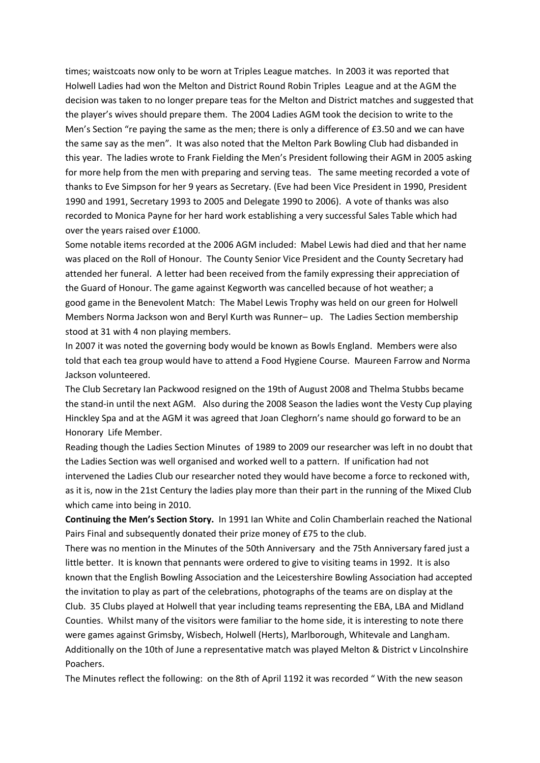times; waistcoats now only to be worn at Triples League matches. In 2003 it was reported that Holwell Ladies had won the Melton and District Round Robin Triples League and at the AGM the decision was taken to no longer prepare teas for the Melton and District matches and suggested that the player's wives should prepare them. The 2004 Ladies AGM took the decision to write to the Men's Section "re paying the same as the men; there is only a difference of £3.50 and we can have the same say as the men". It was also noted that the Melton Park Bowling Club had disbanded in this year. The ladies wrote to Frank Fielding the Men's President following their AGM in 2005 asking for more help from the men with preparing and serving teas. The same meeting recorded a vote of thanks to Eve Simpson for her 9 years as Secretary. (Eve had been Vice President in 1990, President 1990 and 1991, Secretary 1993 to 2005 and Delegate 1990 to 2006). A vote of thanks was also recorded to Monica Payne for her hard work establishing a very successful Sales Table which had over the years raised over £1000.

Some notable items recorded at the 2006 AGM included: Mabel Lewis had died and that her name was placed on the Roll of Honour. The County Senior Vice President and the County Secretary had attended her funeral. A letter had been received from the family expressing their appreciation of the Guard of Honour. The game against Kegworth was cancelled because of hot weather; a good game in the Benevolent Match: The Mabel Lewis Trophy was held on our green for Holwell Members Norma Jackson won and Beryl Kurth was Runner– up. The Ladies Section membership stood at 31 with 4 non playing members.

In 2007 it was noted the governing body would be known as Bowls England. Members were also told that each tea group would have to attend a Food Hygiene Course. Maureen Farrow and Norma Jackson volunteered.

The Club Secretary Ian Packwood resigned on the 19th of August 2008 and Thelma Stubbs became the stand-in until the next AGM. Also during the 2008 Season the ladies wont the Vesty Cup playing Hinckley Spa and at the AGM it was agreed that Joan Cleghorn's name should go forward to be an Honorary Life Member.

Reading though the Ladies Section Minutes of 1989 to 2009 our researcher was left in no doubt that the Ladies Section was well organised and worked well to a pattern. If unification had not intervened the Ladies Club our researcher noted they would have become a force to reckoned with, as it is, now in the 21st Century the ladies play more than their part in the running of the Mixed Club which came into being in 2010.

**Continuing the Men's Section Story.** In 1991 Ian White and Colin Chamberlain reached the National Pairs Final and subsequently donated their prize money of £75 to the club.

There was no mention in the Minutes of the 50th Anniversary and the 75th Anniversary fared just a little better. It is known that pennants were ordered to give to visiting teams in 1992. It is also known that the English Bowling Association and the Leicestershire Bowling Association had accepted the invitation to play as part of the celebrations, photographs of the teams are on display at the Club. 35 Clubs played at Holwell that year including teams representing the EBA, LBA and Midland Counties. Whilst many of the visitors were familiar to the home side, it is interesting to note there were games against Grimsby, Wisbech, Holwell (Herts), Marlborough, Whitevale and Langham. Additionally on the 10th of June a representative match was played Melton & District v Lincolnshire Poachers.

The Minutes reflect the following: on the 8th of April 1192 it was recorded " With the new season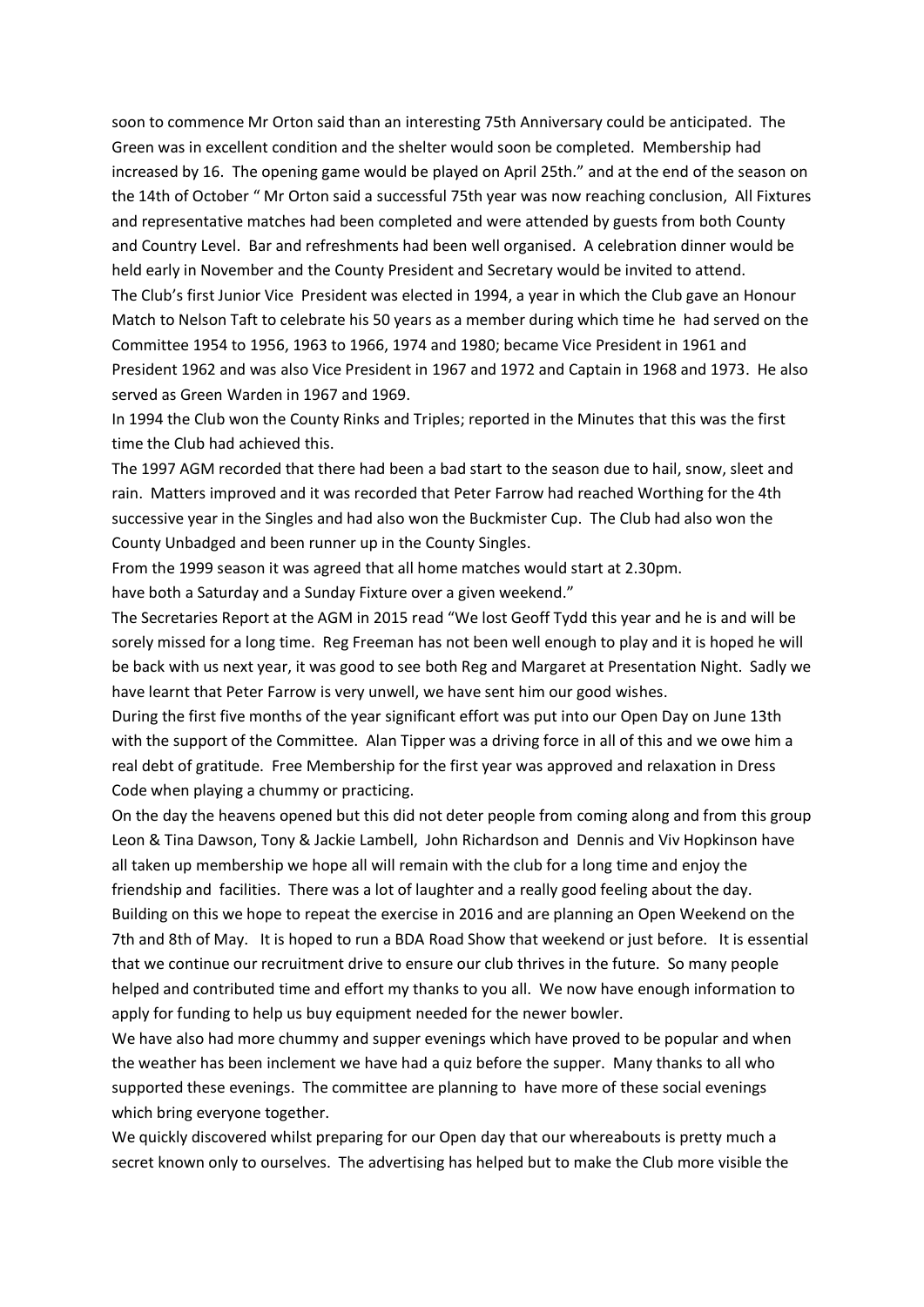soon to commence Mr Orton said than an interesting 75th Anniversary could be anticipated. The Green was in excellent condition and the shelter would soon be completed. Membership had increased by 16. The opening game would be played on April 25th." and at the end of the season on the 14th of October " Mr Orton said a successful 75th year was now reaching conclusion, All Fixtures and representative matches had been completed and were attended by guests from both County and Country Level. Bar and refreshments had been well organised. A celebration dinner would be held early in November and the County President and Secretary would be invited to attend.

The Club's first Junior Vice President was elected in 1994, a year in which the Club gave an Honour Match to Nelson Taft to celebrate his 50 years as a member during which time he had served on the Committee 1954 to 1956, 1963 to 1966, 1974 and 1980; became Vice President in 1961 and President 1962 and was also Vice President in 1967 and 1972 and Captain in 1968 and 1973. He also served as Green Warden in 1967 and 1969.

In 1994 the Club won the County Rinks and Triples; reported in the Minutes that this was the first time the Club had achieved this.

The 1997 AGM recorded that there had been a bad start to the season due to hail, snow, sleet and rain. Matters improved and it was recorded that Peter Farrow had reached Worthing for the 4th successive year in the Singles and had also won the Buckmister Cup. The Club had also won the County Unbadged and been runner up in the County Singles.

From the 1999 season it was agreed that all home matches would start at 2.30pm.

have both a Saturday and a Sunday Fixture over a given weekend."

The Secretaries Report at the AGM in 2015 read "We lost Geoff Tydd this year and he is and will be sorely missed for a long time. Reg Freeman has not been well enough to play and it is hoped he will be back with us next year, it was good to see both Reg and Margaret at Presentation Night. Sadly we have learnt that Peter Farrow is very unwell, we have sent him our good wishes.

During the first five months of the year significant effort was put into our Open Day on June 13th with the support of the Committee. Alan Tipper was a driving force in all of this and we owe him a real debt of gratitude. Free Membership for the first year was approved and relaxation in Dress Code when playing a chummy or practicing.

On the day the heavens opened but this did not deter people from coming along and from this group Leon & Tina Dawson, Tony & Jackie Lambell, John Richardson and Dennis and Viv Hopkinson have all taken up membership we hope all will remain with the club for a long time and enjoy the friendship and facilities. There was a lot of laughter and a really good feeling about the day.

Building on this we hope to repeat the exercise in 2016 and are planning an Open Weekend on the 7th and 8th of May. It is hoped to run a BDA Road Show that weekend or just before. It is essential that we continue our recruitment drive to ensure our club thrives in the future. So many people helped and contributed time and effort my thanks to you all. We now have enough information to apply for funding to help us buy equipment needed for the newer bowler.

We have also had more chummy and supper evenings which have proved to be popular and when the weather has been inclement we have had a quiz before the supper. Many thanks to all who supported these evenings. The committee are planning to have more of these social evenings which bring everyone together.

We quickly discovered whilst preparing for our Open day that our whereabouts is pretty much a secret known only to ourselves. The advertising has helped but to make the Club more visible the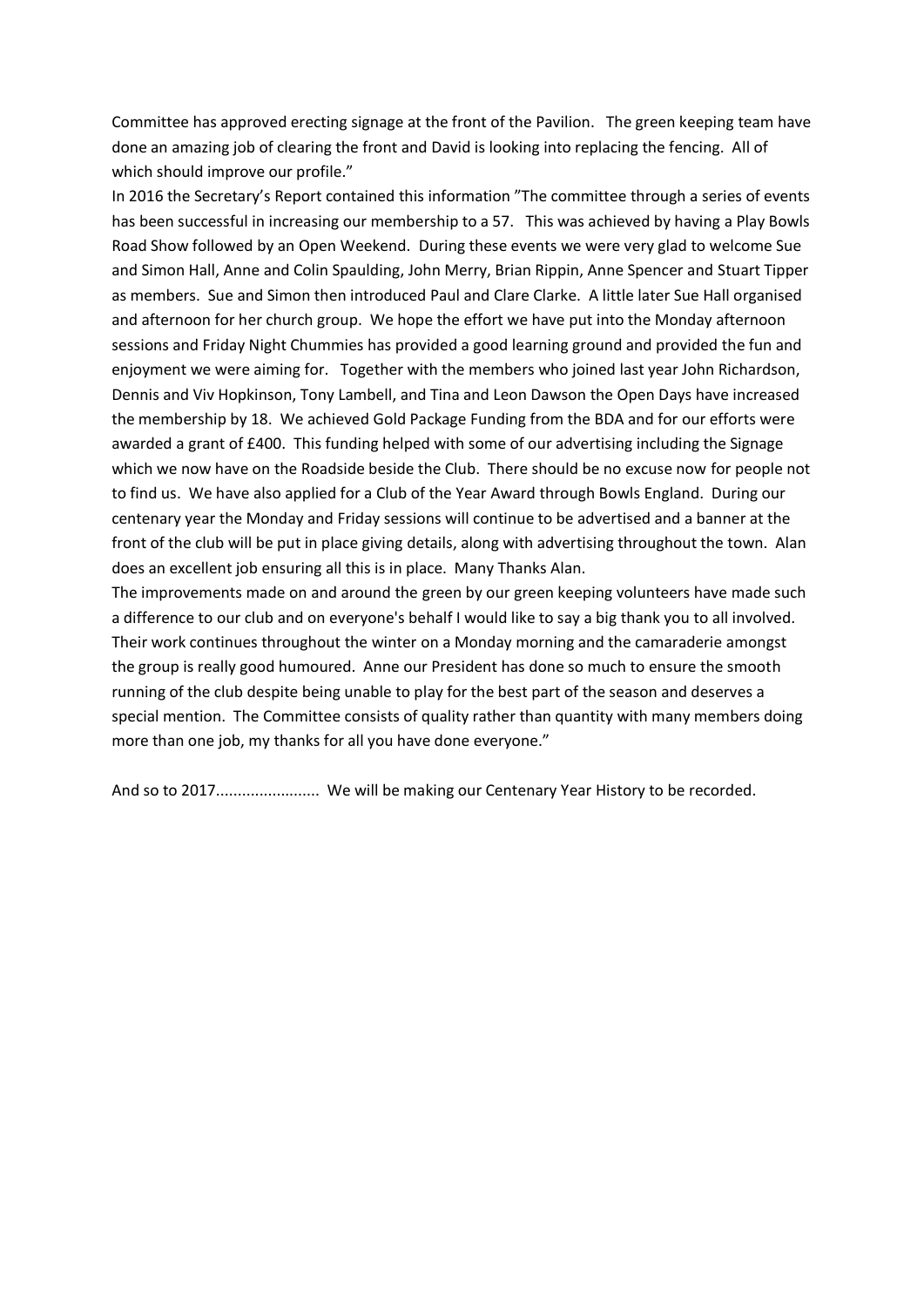Committee has approved erecting signage at the front of the Pavilion. The green keeping team have done an amazing job of clearing the front and David is looking into replacing the fencing. All of which should improve our profile."

In 2016 the Secretary's Report contained this information "The committee through a series of events has been successful in increasing our membership to a 57. This was achieved by having a Play Bowls Road Show followed by an Open Weekend. During these events we were very glad to welcome Sue and Simon Hall, Anne and Colin Spaulding, John Merry, Brian Rippin, Anne Spencer and Stuart Tipper as members. Sue and Simon then introduced Paul and Clare Clarke. A little later Sue Hall organised and afternoon for her church group. We hope the effort we have put into the Monday afternoon sessions and Friday Night Chummies has provided a good learning ground and provided the fun and enjoyment we were aiming for. Together with the members who joined last year John Richardson, Dennis and Viv Hopkinson, Tony Lambell, and Tina and Leon Dawson the Open Days have increased the membership by 18. We achieved Gold Package Funding from the BDA and for our efforts were awarded a grant of £400. This funding helped with some of our advertising including the Signage which we now have on the Roadside beside the Club. There should be no excuse now for people not to find us. We have also applied for a Club of the Year Award through Bowls England. During our centenary year the Monday and Friday sessions will continue to be advertised and a banner at the front of the club will be put in place giving details, along with advertising throughout the town. Alan does an excellent job ensuring all this is in place. Many Thanks Alan.

The improvements made on and around the green by our green keeping volunteers have made such a difference to our club and on everyone's behalf I would like to say a big thank you to all involved. Their work continues throughout the winter on a Monday morning and the camaraderie amongst the group is really good humoured. Anne our President has done so much to ensure the smooth running of the club despite being unable to play for the best part of the season and deserves a special mention. The Committee consists of quality rather than quantity with many members doing more than one job, my thanks for all you have done everyone."

And so to 2017....................... We will be making our Centenary Year History to be recorded.